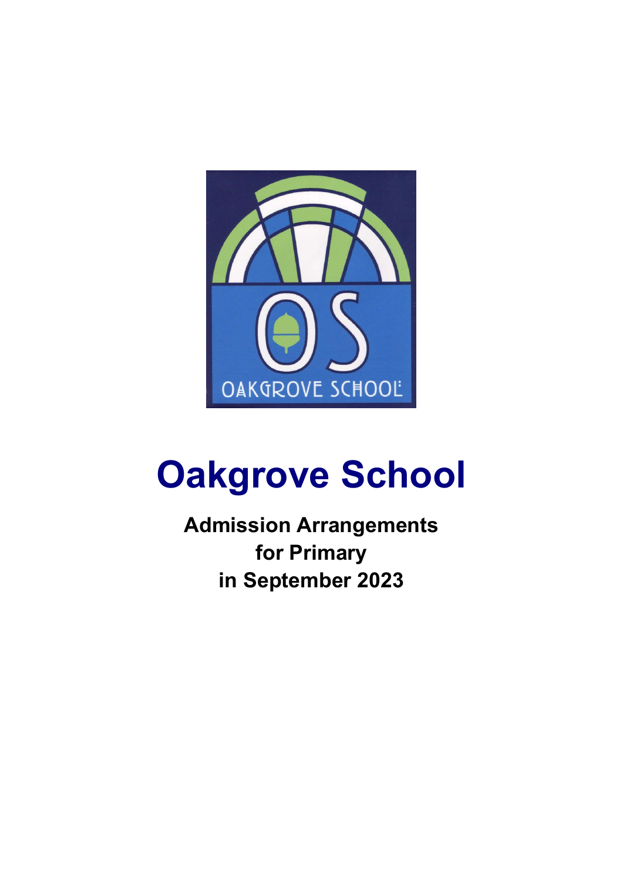# Oakgrove School

**Admission Arrangements**
**for Primary**
**in September 2023**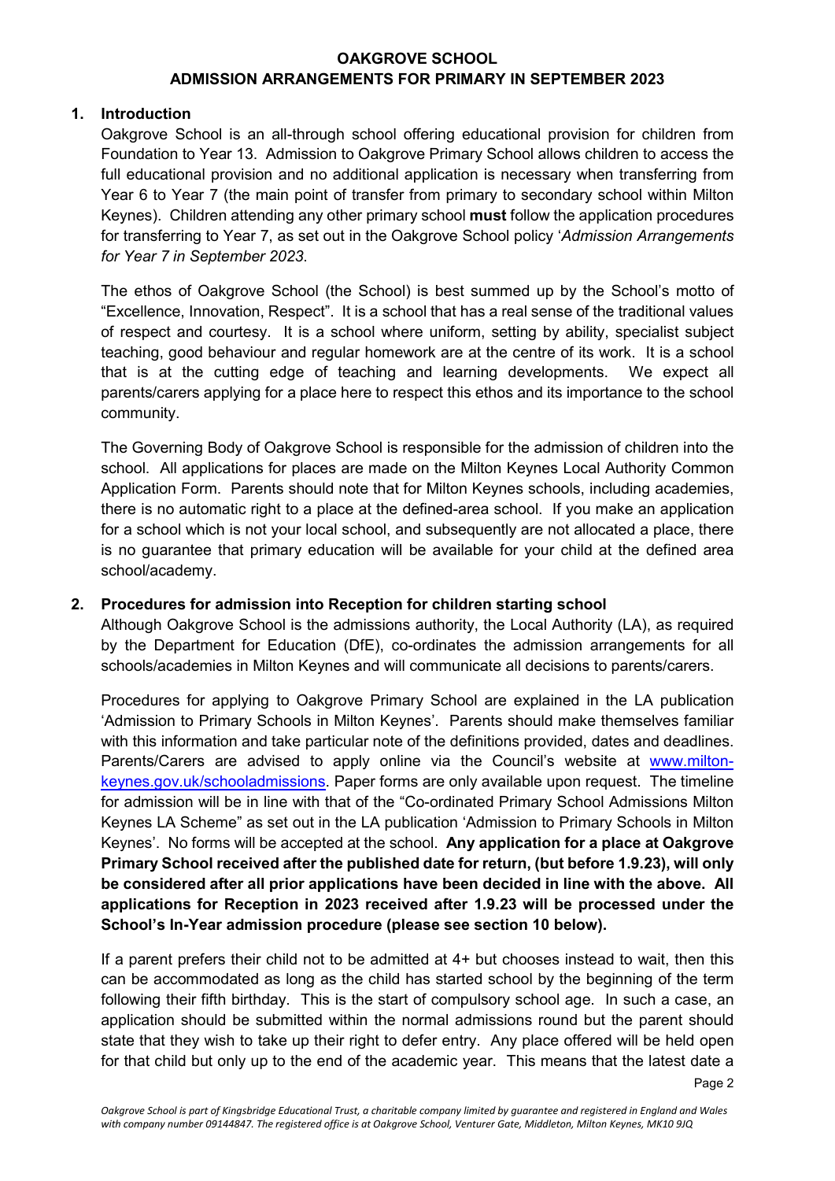# OAKGROVE SCHOOL
## ADMISSION ARRANGEMENTS FOR PRIMARY IN SEPTEMBER 2023

## 1. Introduction

Oakgrove School is an all-through school offering educational provision for children from Foundation to Year 13. Admission to Oakgrove Primary School allows children to access the full educational provision and no additional application is necessary when transferring from Year 6 to Year 7 (the main point of transfer from primary to secondary school within Milton Keynes). Children attending any other primary school **must** follow the application procedures for transferring to Year 7, as set out in the Oakgrove School policy '*Admission Arrangements for Year 7 in September 2023*.

The ethos of Oakgrove School (the School) is best summed up by the School's motto of "Excellence, Innovation, Respect". It is a school that has a real sense of the traditional values of respect and courtesy. It is a school where uniform, setting by ability, specialist subject teaching, good behaviour and regular homework are at the centre of its work. It is a school that is at the cutting edge of teaching and learning developments. We expect all parents/carers applying for a place here to respect this ethos and its importance to the school community.

The Governing Body of Oakgrove School is responsible for the admission of children into the school. All applications for places are made on the Milton Keynes Local Authority Common Application Form. Parents should note that for Milton Keynes schools, including academies, there is no automatic right to a place at the defined-area school. If you make an application for a school which is not your local school, and subsequently are not allocated a place, there is no guarantee that primary education will be available for your child at the defined area school/academy.

## 2. Procedures for admission into Reception for children starting school

Although Oakgrove School is the admissions authority, the Local Authority (LA), as required by the Department for Education (DfE), co-ordinates the admission arrangements for all schools/academies in Milton Keynes and will communicate all decisions to parents/carers.

Procedures for applying to Oakgrove Primary School are explained in the LA publication 'Admission to Primary Schools in Milton Keynes'. Parents should make themselves familiar with this information and take particular note of the definitions provided, dates and deadlines. Parents/Carers are advised to apply online via the Council's website at [www.milton-keynes.gov.uk/schooladmissions](www.milton-keynes.gov.uk/schooladmissions). Paper forms are only available upon request. The timeline for admission will be in line with that of the "Co-ordinated Primary School Admissions Milton Keynes LA Scheme" as set out in the LA publication 'Admission to Primary Schools in Milton Keynes'. No forms will be accepted at the school. **Any application for a place at Oakgrove Primary School received after the published date for return, (but before 1.9.23), will only be considered after all prior applications have been decided in line with the above. All applications for Reception in 2023 received after 1.9.23 will be processed under the School's In-Year admission procedure (please see section 10 below).**

If a parent prefers their child not to be admitted at 4+ but chooses instead to wait, then this can be accommodated as long as the child has started school by the beginning of the term following their fifth birthday. This is the start of compulsory school age. In such a case, an application should be submitted within the normal admissions round but the parent should state that they wish to take up their right to defer entry. Any place offered will be held open for that child but only up to the end of the academic year. This means that the latest date a

*Oakgrove School is part of Kingsbridge Educational Trust, a charitable company limited by guarantee and registered in England and Wales with company number 09144847. The registered office is at Oakgrove School, Venturer Gate, Middleton, Milton Keynes, MK10 9JQ*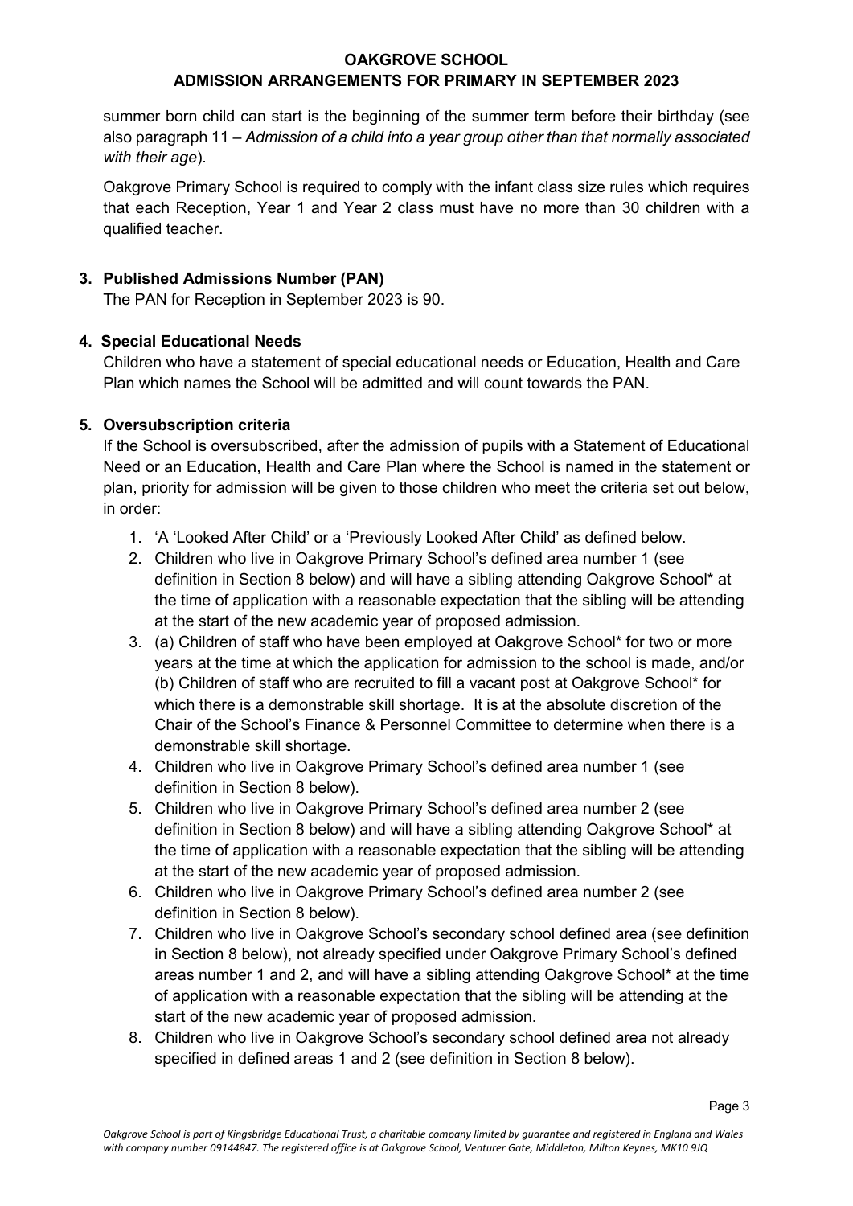summer born child can start is the beginning of the summer term before their birthday (see also paragraph 11 – *Admission of a child into a year group other than that normally associated with their age*).

Oakgrove Primary School is required to comply with the infant class size rules which requires that each Reception, Year 1 and Year 2 class must have no more than 30 children with a qualified teacher.

### 3. Published Admissions Number (PAN)

The PAN for Reception in September 2023 is 90.

### 4. Special Educational Needs

Children who have a statement of special educational needs or Education, Health and Care Plan which names the School will be admitted and will count towards the PAN.

### 5. Oversubscription criteria

If the School is oversubscribed, after the admission of pupils with a Statement of Educational Need or an Education, Health and Care Plan where the School is named in the statement or plan, priority for admission will be given to those children who meet the criteria set out below, in order:

1. 'A 'Looked After Child' or a 'Previously Looked After Child' as defined below.
2. Children who live in Oakgrove Primary School's defined area number 1 (see definition in Section 8 below) and will have a sibling attending Oakgrove School* at the time of application with a reasonable expectation that the sibling will be attending at the start of the new academic year of proposed admission.
3. (a) Children of staff who have been employed at Oakgrove School* for two or more years at the time at which the application for admission to the school is made, and/or (b) Children of staff who are recruited to fill a vacant post at Oakgrove School* for which there is a demonstrable skill shortage. It is at the absolute discretion of the Chair of the School's Finance & Personnel Committee to determine when there is a demonstrable skill shortage.
4. Children who live in Oakgrove Primary School's defined area number 1 (see definition in Section 8 below).
5. Children who live in Oakgrove Primary School's defined area number 2 (see definition in Section 8 below) and will have a sibling attending Oakgrove School* at the time of application with a reasonable expectation that the sibling will be attending at the start of the new academic year of proposed admission.
6. Children who live in Oakgrove Primary School's defined area number 2 (see definition in Section 8 below).
7. Children who live in Oakgrove School's secondary school defined area (see definition in Section 8 below), not already specified under Oakgrove Primary School's defined areas number 1 and 2, and will have a sibling attending Oakgrove School* at the time of application with a reasonable expectation that the sibling will be attending at the start of the new academic year of proposed admission.
8. Children who live in Oakgrove School's secondary school defined area not already specified in defined areas 1 and 2 (see definition in Section 8 below).

*Oakgrove School is part of Kingsbridge Educational Trust, a charitable company limited by guarantee and registered in England and Wales with company number 09144847. The registered office is at Oakgrove School, Venturer Gate, Middleton, Milton Keynes, MK10 9JQ*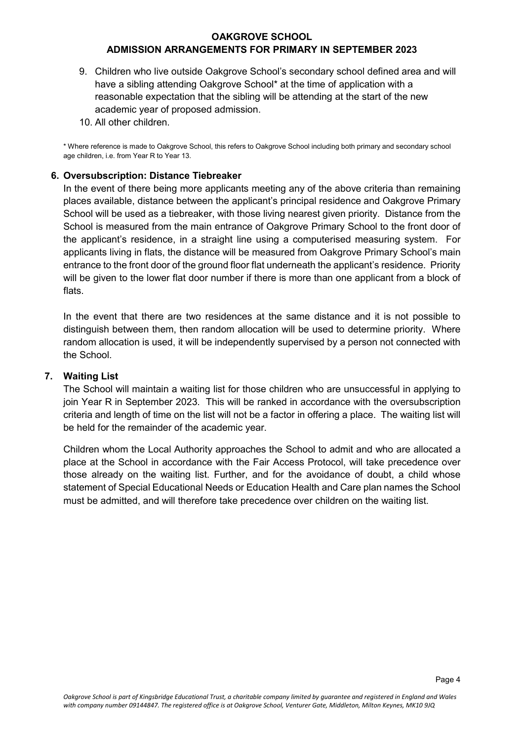9. Children who live outside Oakgrove School's secondary school defined area and will have a sibling attending Oakgrove School* at the time of application with a reasonable expectation that the sibling will be attending at the start of the new academic year of proposed admission.
10. All other children.

\* Where reference is made to Oakgrove School, this refers to Oakgrove School including both primary and secondary school age children, i.e. from Year R to Year 13.

## 6. Oversubscription: Distance Tiebreaker

In the event of there being more applicants meeting any of the above criteria than remaining places available, distance between the applicant's principal residence and Oakgrove Primary School will be used as a tiebreaker, with those living nearest given priority. Distance from the School is measured from the main entrance of Oakgrove Primary School to the front door of the applicant's residence, in a straight line using a computerised measuring system. For applicants living in flats, the distance will be measured from Oakgrove Primary School's main entrance to the front door of the ground floor flat underneath the applicant's residence. Priority will be given to the lower flat door number if there is more than one applicant from a block of flats.

In the event that there are two residences at the same distance and it is not possible to distinguish between them, then random allocation will be used to determine priority. Where random allocation is used, it will be independently supervised by a person not connected with the School.

## 7. Waiting List

The School will maintain a waiting list for those children who are unsuccessful in applying to join Year R in September 2023. This will be ranked in accordance with the oversubscription criteria and length of time on the list will not be a factor in offering a place. The waiting list will be held for the remainder of the academic year.

Children whom the Local Authority approaches the School to admit and who are allocated a place at the School in accordance with the Fair Access Protocol, will take precedence over those already on the waiting list. Further, and for the avoidance of doubt, a child whose statement of Special Educational Needs or Education Health and Care plan names the School must be admitted, and will therefore take precedence over children on the waiting list.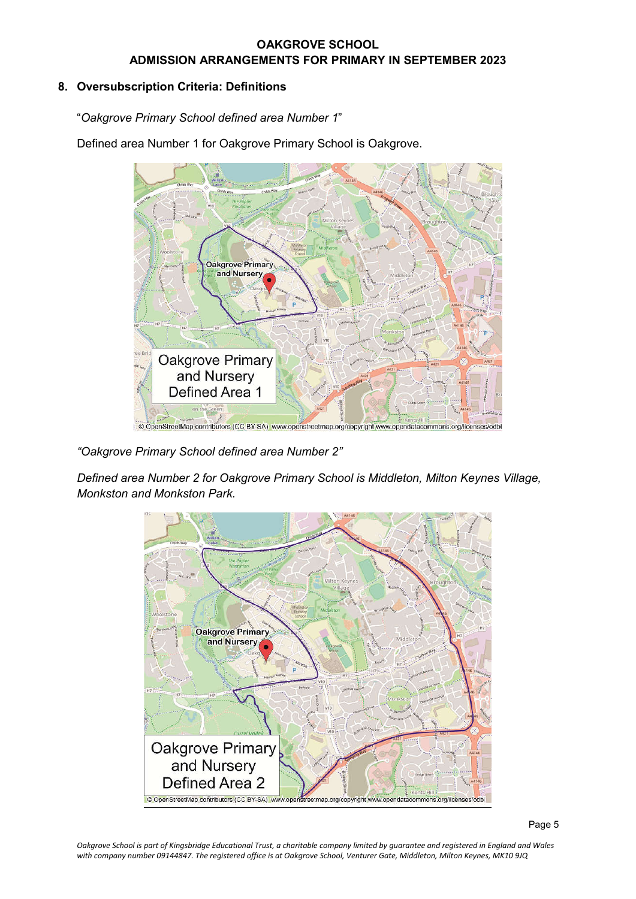## 8. Oversubscription Criteria: Definitions

"*Oakgrove Primary School defined area Number 1*"

Defined area Number 1 for Oakgrove Primary School is Oakgrove.

*"Oakgrove Primary School defined area Number 2"*

*Defined area Number 2 for Oakgrove Primary School is Middleton, Milton Keynes Village, Monkston and Monkston Park.*

*Oakgrove School is part of Kingsbridge Educational Trust, a charitable company limited by guarantee and registered in England and Wales with company number 09144847. The registered office is at Oakgrove School, Venturer Gate, Middleton, Milton Keynes, MK10 9JQ*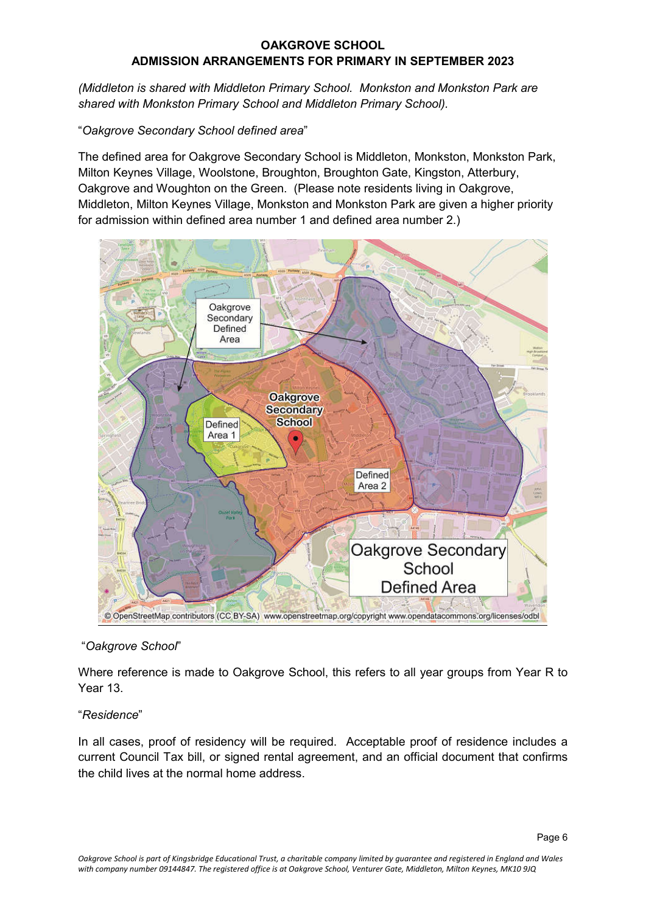# OAKGROVE SCHOOL
## ADMISSION ARRANGEMENTS FOR PRIMARY IN SEPTEMBER 2023

*(Middleton is shared with Middleton Primary School. Monkston and Monkston Park are shared with Monkston Primary School and Middleton Primary School).*

"*Oakgrove Secondary School defined area*"

The defined area for Oakgrove Secondary School is Middleton, Monkston, Monkston Park, Milton Keynes Village, Woolstone, Broughton, Broughton Gate, Kingston, Atterbury, Oakgrove and Woughton on the Green. (Please note residents living in Oakgrove, Middleton, Milton Keynes Village, Monkston and Monkston Park are given a higher priority for admission within defined area number 1 and defined area number 2.)

"*Oakgrove School*"

Where reference is made to Oakgrove School, this refers to all year groups from Year R to Year 13.

"*Residence*"

In all cases, proof of residency will be required. Acceptable proof of residence includes a current Council Tax bill, or signed rental agreement, and an official document that confirms the child lives at the normal home address.

*Oakgrove School is part of Kingsbridge Educational Trust, a charitable company limited by guarantee and registered in England and Wales with company number 09144847. The registered office is at Oakgrove School, Venturer Gate, Middleton, Milton Keynes, MK10 9JQ*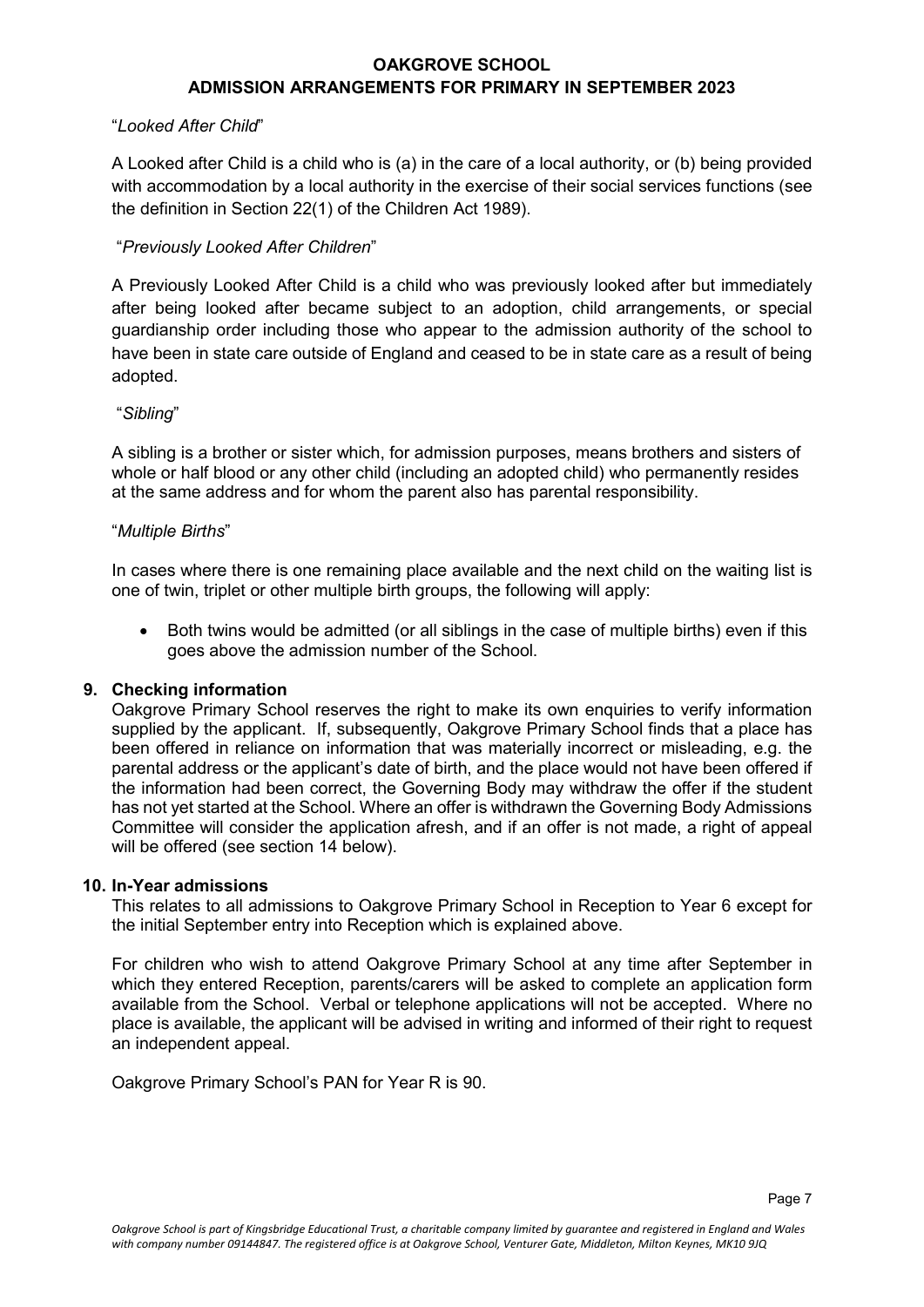"*Looked After Child*"

A Looked after Child is a child who is (a) in the care of a local authority, or (b) being provided with accommodation by a local authority in the exercise of their social services functions (see the definition in Section 22(1) of the Children Act 1989).

"*Previously Looked After Children*"

A Previously Looked After Child is a child who was previously looked after but immediately after being looked after became subject to an adoption, child arrangements, or special guardianship order including those who appear to the admission authority of the school to have been in state care outside of England and ceased to be in state care as a result of being adopted.

"*Sibling*"

A sibling is a brother or sister which, for admission purposes, means brothers and sisters of whole or half blood or any other child (including an adopted child) who permanently resides at the same address and for whom the parent also has parental responsibility.

"*Multiple Births*"

In cases where there is one remaining place available and the next child on the waiting list is one of twin, triplet or other multiple birth groups, the following will apply:

- Both twins would be admitted (or all siblings in the case of multiple births) even if this goes above the admission number of the School.

## 9. Checking information

Oakgrove Primary School reserves the right to make its own enquiries to verify information supplied by the applicant. If, subsequently, Oakgrove Primary School finds that a place has been offered in reliance on information that was materially incorrect or misleading, e.g. the parental address or the applicant's date of birth, and the place would not have been offered if the information had been correct, the Governing Body may withdraw the offer if the student has not yet started at the School. Where an offer is withdrawn the Governing Body Admissions Committee will consider the application afresh, and if an offer is not made, a right of appeal will be offered (see section 14 below).

## 10. In-Year admissions

This relates to all admissions to Oakgrove Primary School in Reception to Year 6 except for the initial September entry into Reception which is explained above.

For children who wish to attend Oakgrove Primary School at any time after September in which they entered Reception, parents/carers will be asked to complete an application form available from the School. Verbal or telephone applications will not be accepted. Where no place is available, the applicant will be advised in writing and informed of their right to request an independent appeal.

Oakgrove Primary School's PAN for Year R is 90.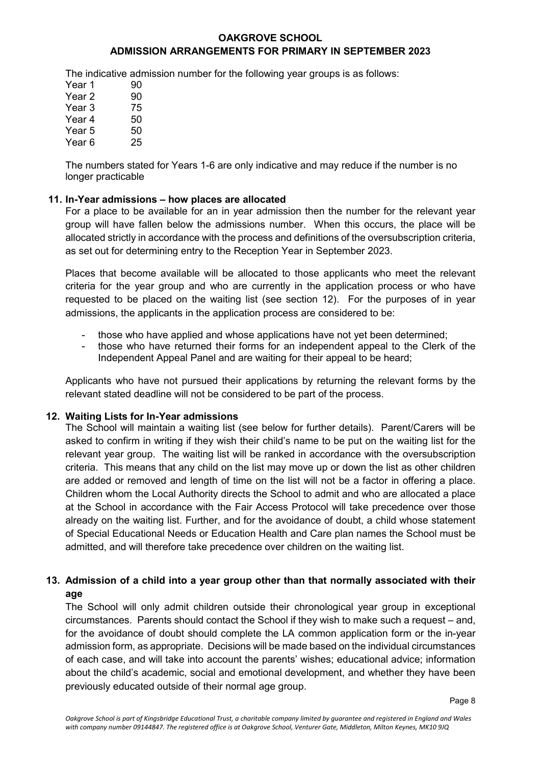The indicative admission number for the following year groups is as follows:

| | |
|---|---|
| Year 1 | 90 |
| Year 2 | 90 |
| Year 3 | 75 |
| Year 4 | 50 |
| Year 5 | 50 |
| Year 6 | 25 |

The numbers stated for Years 1-6 are only indicative and may reduce if the number is no longer practicable

## 11. In-Year admissions – how places are allocated

For a place to be available for an in year admission then the number for the relevant year group will have fallen below the admissions number. When this occurs, the place will be allocated strictly in accordance with the process and definitions of the oversubscription criteria, as set out for determining entry to the Reception Year in September 2023.

Places that become available will be allocated to those applicants who meet the relevant criteria for the year group and who are currently in the application process or who have requested to be placed on the waiting list (see section 12). For the purposes of in year admissions, the applicants in the application process are considered to be:

- those who have applied and whose applications have not yet been determined;
- those who have returned their forms for an independent appeal to the Clerk of the Independent Appeal Panel and are waiting for their appeal to be heard;

Applicants who have not pursued their applications by returning the relevant forms by the relevant stated deadline will not be considered to be part of the process.

## 12. Waiting Lists for In-Year admissions

The School will maintain a waiting list (see below for further details). Parent/Carers will be asked to confirm in writing if they wish their child's name to be put on the waiting list for the relevant year group. The waiting list will be ranked in accordance with the oversubscription criteria. This means that any child on the list may move up or down the list as other children are added or removed and length of time on the list will not be a factor in offering a place. Children whom the Local Authority directs the School to admit and who are allocated a place at the School in accordance with the Fair Access Protocol will take precedence over those already on the waiting list. Further, and for the avoidance of doubt, a child whose statement of Special Educational Needs or Education Health and Care plan names the School must be admitted, and will therefore take precedence over children on the waiting list.

## 13. Admission of a child into a year group other than that normally associated with their age

The School will only admit children outside their chronological year group in exceptional circumstances. Parents should contact the School if they wish to make such a request – and, for the avoidance of doubt should complete the LA common application form or the in-year admission form, as appropriate. Decisions will be made based on the individual circumstances of each case, and will take into account the parents' wishes; educational advice; information about the child's academic, social and emotional development, and whether they have been previously educated outside of their normal age group.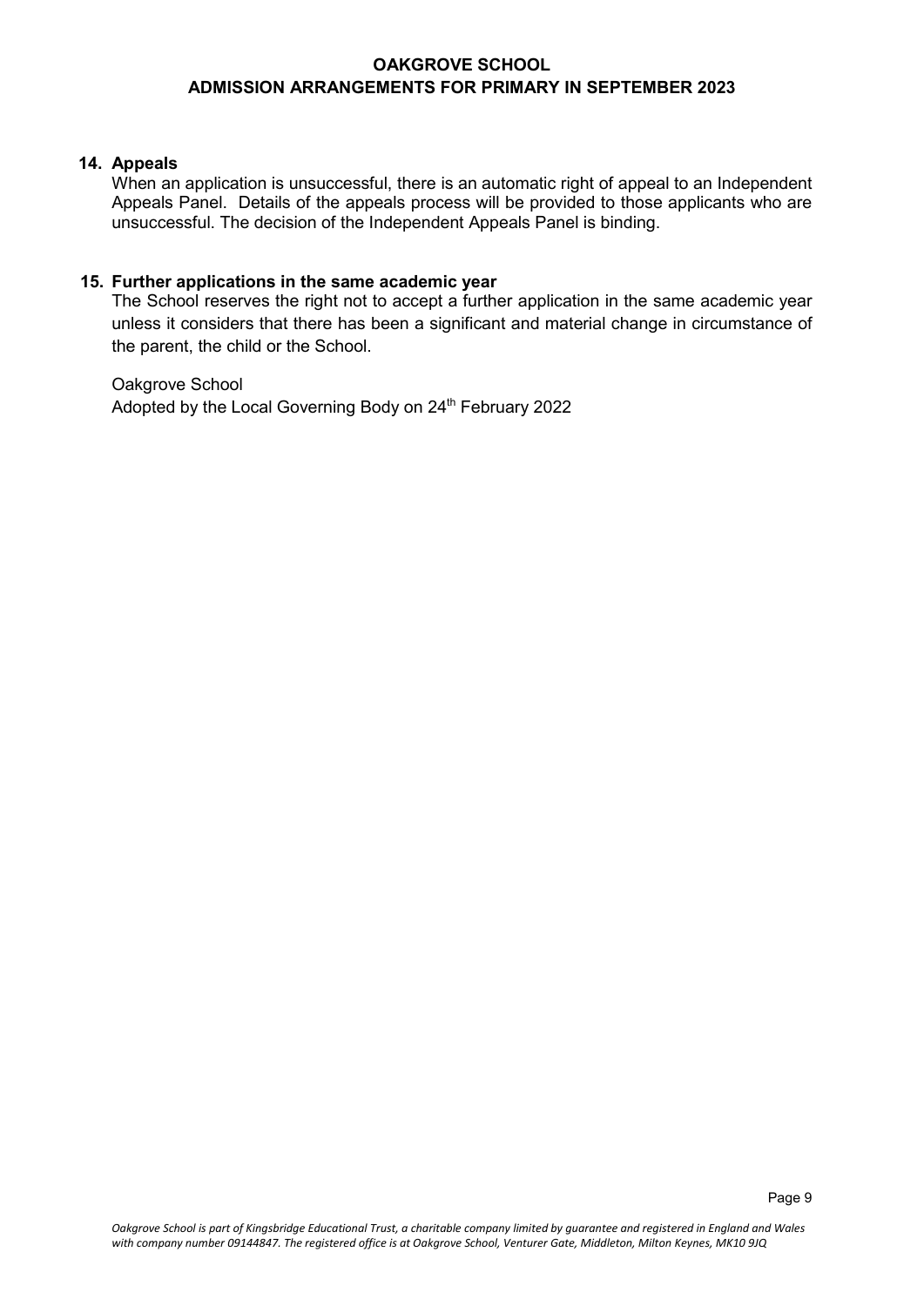## 14. Appeals

When an application is unsuccessful, there is an automatic right of appeal to an Independent Appeals Panel. Details of the appeals process will be provided to those applicants who are unsuccessful. The decision of the Independent Appeals Panel is binding.

## 15. Further applications in the same academic year

The School reserves the right not to accept a further application in the same academic year unless it considers that there has been a significant and material change in circumstance of the parent, the child or the School.

Oakgrove School
Adopted by the Local Governing Body on 24th February 2022